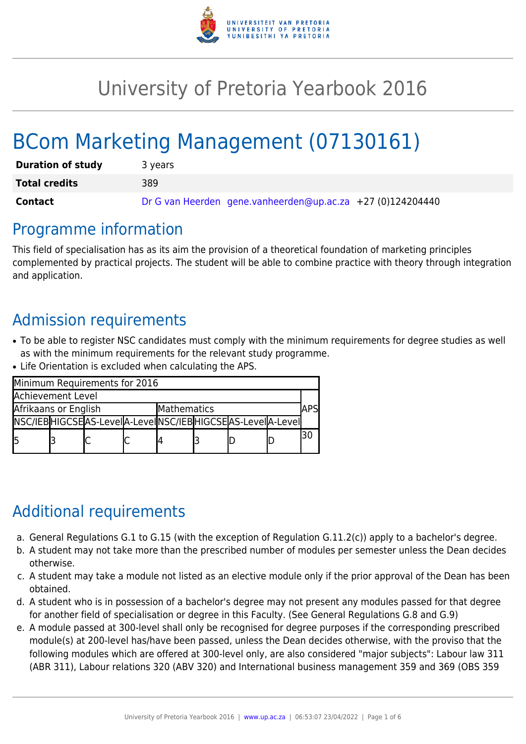# University of Pretoria Yearbook 2016

# BCom Marketing Management (07130161)

| | |
|---|---|
| **Duration of study** | 3 years |
| **Total credits** | 389 |
| **Contact** | Dr G van Heerden gene.vanheerden@up.ac.za +27 (0)124204440 |

## Programme information

This field of specialisation has as its aim the provision of a theoretical foundation of marketing principles complemented by practical projects. The student will be able to combine practice with theory through integration and application.

## Admission requirements

- To be able to register NSC candidates must comply with the minimum requirements for degree studies as well as with the minimum requirements for the relevant study programme.
- Life Orientation is excluded when calculating the APS.

| Minimum Requirements for 2016 | | | | | | | | |
|---|---|---|---|---|---|---|---|---|
| Achievement Level | | | | | | | | APS |
| Afrikaans or English | | | | Mathematics | | | | |
| NSC/IEB | HIGCSE | AS-Level | A-Level | NSC/IEB | HIGCSE | AS-Level | A-Level | |
| 5 | 3 | C | C | 4 | 3 | D | D | 30 |

## Additional requirements

a. General Regulations G.1 to G.15 (with the exception of Regulation G.11.2(c)) apply to a bachelor's degree.
b. A student may not take more than the prescribed number of modules per semester unless the Dean decides otherwise.
c. A student may take a module not listed as an elective module only if the prior approval of the Dean has been obtained.
d. A student who is in possession of a bachelor's degree may not present any modules passed for that degree for another field of specialisation or degree in this Faculty. (See General Regulations G.8 and G.9)
e. A module passed at 300-level shall only be recognised for degree purposes if the corresponding prescribed module(s) at 200-level has/have been passed, unless the Dean decides otherwise, with the proviso that the following modules which are offered at 300-level only, are also considered "major subjects": Labour law 311 (ABR 311), Labour relations 320 (ABV 320) and International business management 359 and 369 (OBS 359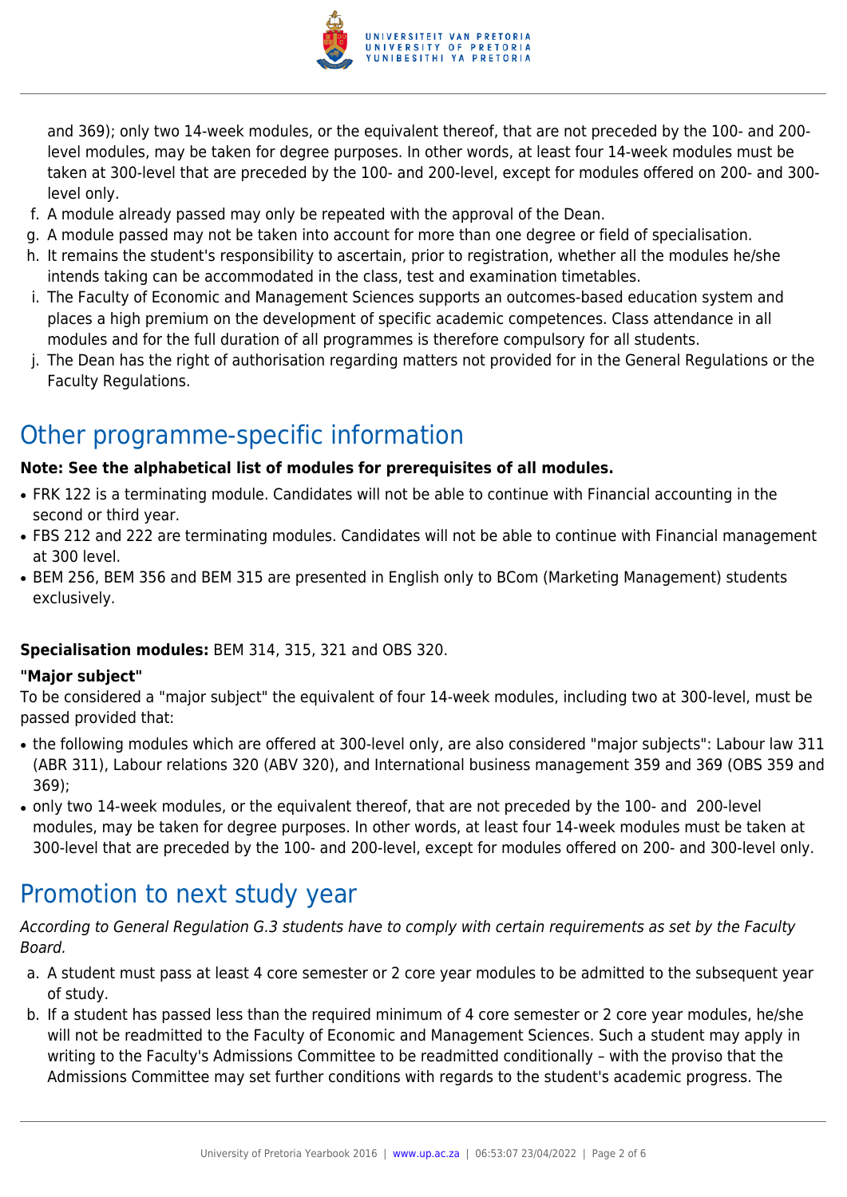and 369); only two 14-week modules, or the equivalent thereof, that are not preceded by the 100- and 200-level modules, may be taken for degree purposes. In other words, at least four 14-week modules must be taken at 300-level that are preceded by the 100- and 200-level, except for modules offered on 200- and 300-level only.

f. A module already passed may only be repeated with the approval of the Dean.
g. A module passed may not be taken into account for more than one degree or field of specialisation.
h. It remains the student's responsibility to ascertain, prior to registration, whether all the modules he/she intends taking can be accommodated in the class, test and examination timetables.
i. The Faculty of Economic and Management Sciences supports an outcomes-based education system and places a high premium on the development of specific academic competences. Class attendance in all modules and for the full duration of all programmes is therefore compulsory for all students.
j. The Dean has the right of authorisation regarding matters not provided for in the General Regulations or the Faculty Regulations.

## Other programme-specific information

**Note: See the alphabetical list of modules for prerequisites of all modules.**

- FRK 122 is a terminating module. Candidates will not be able to continue with Financial accounting in the second or third year.
- FBS 212 and 222 are terminating modules. Candidates will not be able to continue with Financial management at 300 level.
- BEM 256, BEM 356 and BEM 315 are presented in English only to BCom (Marketing Management) students exclusively.

**Specialisation modules:** BEM 314, 315, 321 and OBS 320.

**"Major subject"**

To be considered a "major subject" the equivalent of four 14-week modules, including two at 300-level, must be passed provided that:

- the following modules which are offered at 300-level only, are also considered "major subjects": Labour law 311 (ABR 311), Labour relations 320 (ABV 320), and International business management 359 and 369 (OBS 359 and 369);
- only two 14-week modules, or the equivalent thereof, that are not preceded by the 100- and 200-level modules, may be taken for degree purposes. In other words, at least four 14-week modules must be taken at 300-level that are preceded by the 100- and 200-level, except for modules offered on 200- and 300-level only.

## Promotion to next study year

*According to General Regulation G.3 students have to comply with certain requirements as set by the Faculty Board.*

a. A student must pass at least 4 core semester or 2 core year modules to be admitted to the subsequent year of study.
b. If a student has passed less than the required minimum of 4 core semester or 2 core year modules, he/she will not be readmitted to the Faculty of Economic and Management Sciences. Such a student may apply in writing to the Faculty's Admissions Committee to be readmitted conditionally – with the proviso that the Admissions Committee may set further conditions with regards to the student's academic progress. The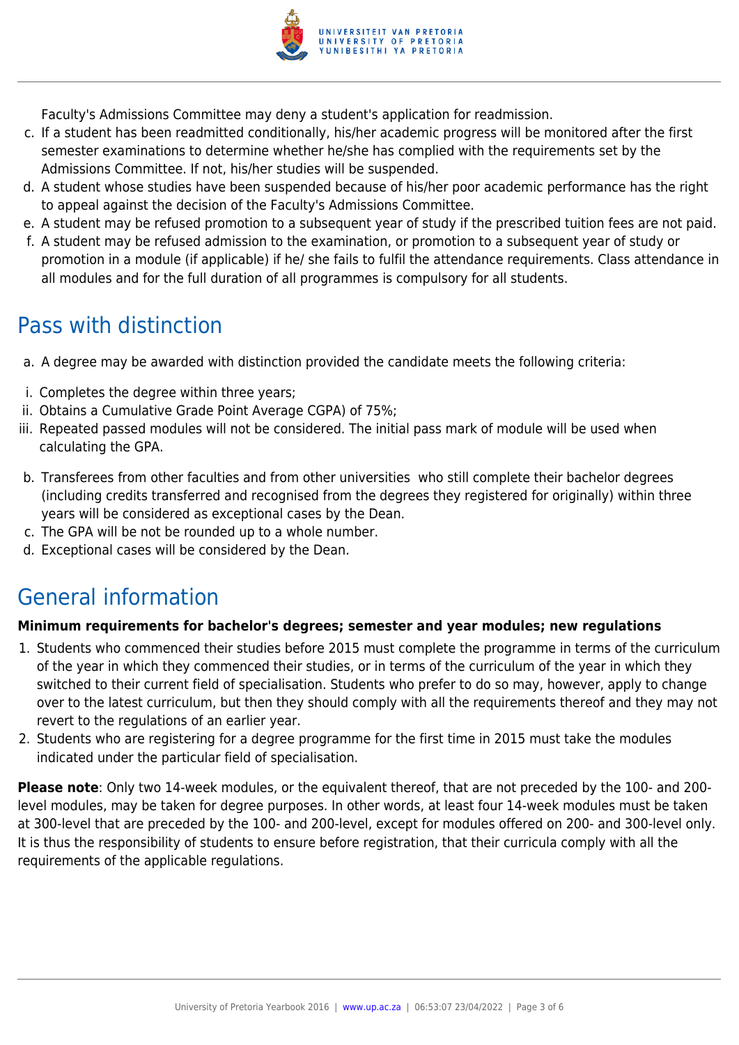Faculty's Admissions Committee may deny a student's application for readmission.

c. If a student has been readmitted conditionally, his/her academic progress will be monitored after the first semester examinations to determine whether he/she has complied with the requirements set by the Admissions Committee. If not, his/her studies will be suspended.
d. A student whose studies have been suspended because of his/her poor academic performance has the right to appeal against the decision of the Faculty's Admissions Committee.
e. A student may be refused promotion to a subsequent year of study if the prescribed tuition fees are not paid.
f. A student may be refused admission to the examination, or promotion to a subsequent year of study or promotion in a module (if applicable) if he/ she fails to fulfil the attendance requirements. Class attendance in all modules and for the full duration of all programmes is compulsory for all students.

## Pass with distinction

a. A degree may be awarded with distinction provided the candidate meets the following criteria:

i. Completes the degree within three years;
ii. Obtains a Cumulative Grade Point Average CGPA) of 75%;
iii. Repeated passed modules will not be considered. The initial pass mark of module will be used when calculating the GPA.

b. Transferees from other faculties and from other universities who still complete their bachelor degrees (including credits transferred and recognised from the degrees they registered for originally) within three years will be considered as exceptional cases by the Dean.
c. The GPA will be not be rounded up to a whole number.
d. Exceptional cases will be considered by the Dean.

## General information

**Minimum requirements for bachelor's degrees; semester and year modules; new regulations**

1. Students who commenced their studies before 2015 must complete the programme in terms of the curriculum of the year in which they commenced their studies, or in terms of the curriculum of the year in which they switched to their current field of specialisation. Students who prefer to do so may, however, apply to change over to the latest curriculum, but then they should comply with all the requirements thereof and they may not revert to the regulations of an earlier year.
2. Students who are registering for a degree programme for the first time in 2015 must take the modules indicated under the particular field of specialisation.

**Please note**: Only two 14-week modules, or the equivalent thereof, that are not preceded by the 100- and 200-level modules, may be taken for degree purposes. In other words, at least four 14-week modules must be taken at 300-level that are preceded by the 100- and 200-level, except for modules offered on 200- and 300-level only. It is thus the responsibility of students to ensure before registration, that their curricula comply with all the requirements of the applicable regulations.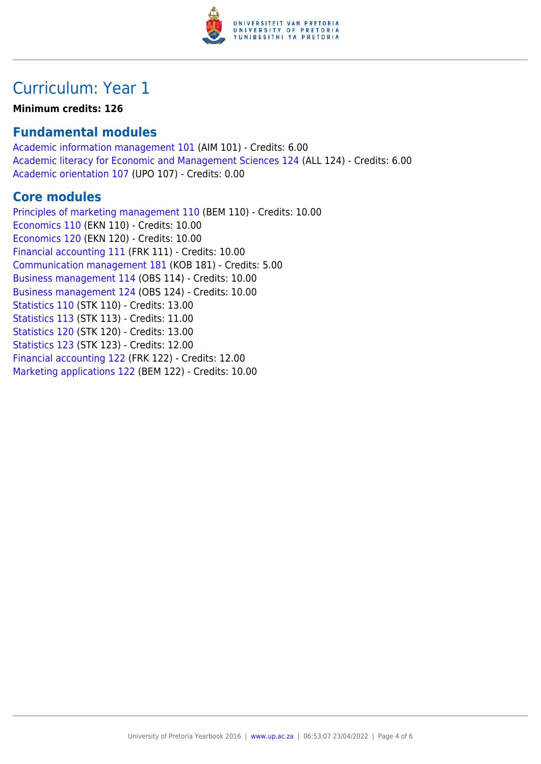# Curriculum: Year 1

**Minimum credits: 126**

## Fundamental modules

Academic information management 101 (AIM 101) - Credits: 6.00
Academic literacy for Economic and Management Sciences 124 (ALL 124) - Credits: 6.00
Academic orientation 107 (UPO 107) - Credits: 0.00

## Core modules

Principles of marketing management 110 (BEM 110) - Credits: 10.00
Economics 110 (EKN 110) - Credits: 10.00
Economics 120 (EKN 120) - Credits: 10.00
Financial accounting 111 (FRK 111) - Credits: 10.00
Communication management 181 (KOB 181) - Credits: 5.00
Business management 114 (OBS 114) - Credits: 10.00
Business management 124 (OBS 124) - Credits: 10.00
Statistics 110 (STK 110) - Credits: 13.00
Statistics 113 (STK 113) - Credits: 11.00
Statistics 120 (STK 120) - Credits: 13.00
Statistics 123 (STK 123) - Credits: 12.00
Financial accounting 122 (FRK 122) - Credits: 12.00
Marketing applications 122 (BEM 122) - Credits: 10.00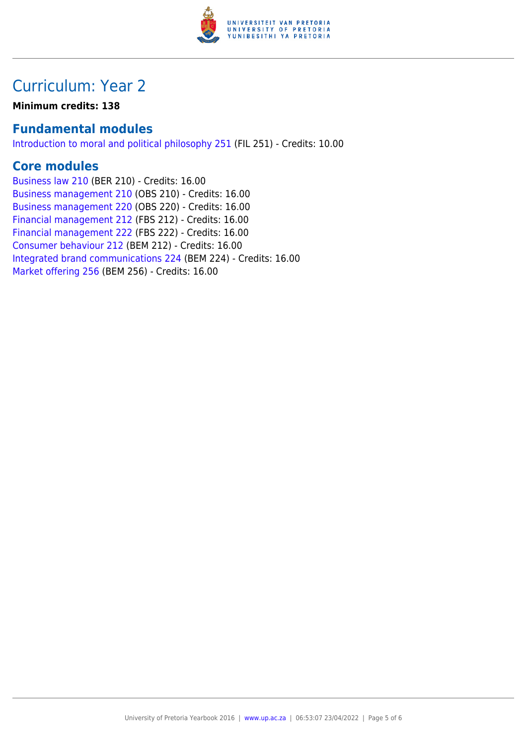# Curriculum: Year 2

**Minimum credits: 138**

## Fundamental modules

Introduction to moral and political philosophy 251 (FIL 251) - Credits: 10.00

## Core modules

Business law 210 (BER 210) - Credits: 16.00
Business management 210 (OBS 210) - Credits: 16.00
Business management 220 (OBS 220) - Credits: 16.00
Financial management 212 (FBS 212) - Credits: 16.00
Financial management 222 (FBS 222) - Credits: 16.00
Consumer behaviour 212 (BEM 212) - Credits: 16.00
Integrated brand communications 224 (BEM 224) - Credits: 16.00
Market offering 256 (BEM 256) - Credits: 16.00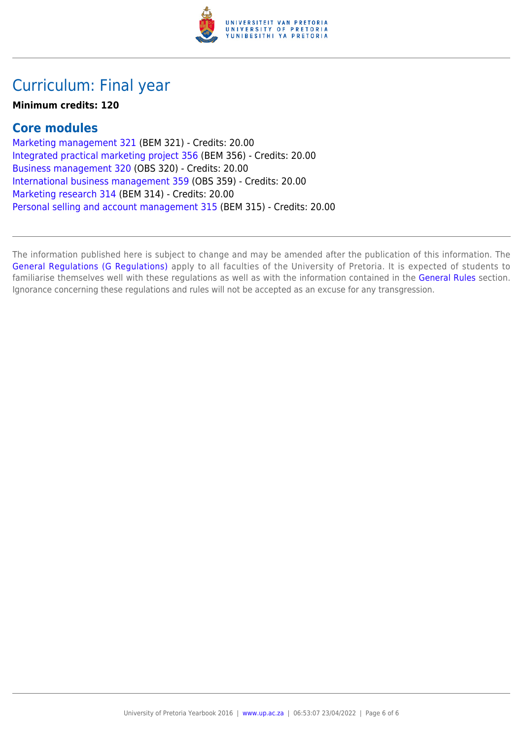## Curriculum: Final year

**Minimum credits: 120**

### Core modules

Marketing management 321 (BEM 321) - Credits: 20.00
Integrated practical marketing project 356 (BEM 356) - Credits: 20.00
Business management 320 (OBS 320) - Credits: 20.00
International business management 359 (OBS 359) - Credits: 20.00
Marketing research 314 (BEM 314) - Credits: 20.00
Personal selling and account management 315 (BEM 315) - Credits: 20.00

The information published here is subject to change and may be amended after the publication of this information. The General Regulations (G Regulations) apply to all faculties of the University of Pretoria. It is expected of students to familiarise themselves well with these regulations as well as with the information contained in the General Rules section. Ignorance concerning these regulations and rules will not be accepted as an excuse for any transgression.